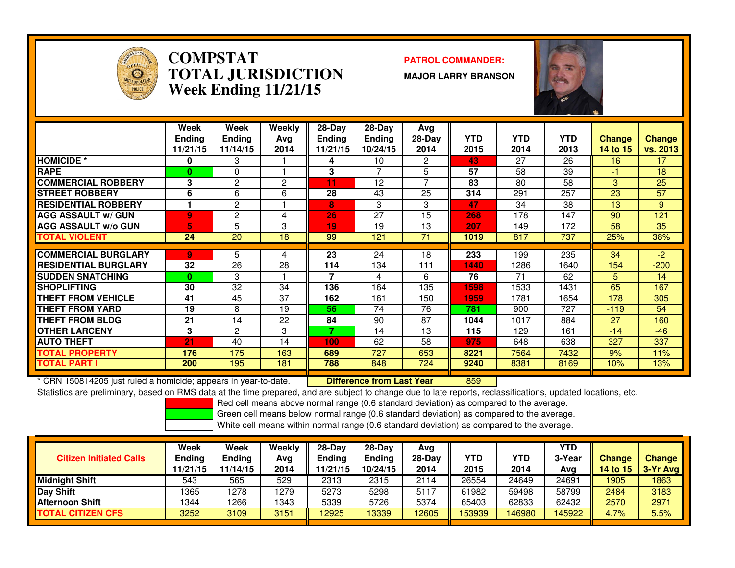# COMPSTAT
# TOTAL JURISDICTION
## Week Ending 11/21/15

**PATROL COMMANDER:**
**MAJOR LARRY BRANSON**

| | Week Ending 11/21/15 | Week Ending 11/14/15 | Weekly Avg 2014 | 28-Day Ending 11/21/15 | 28-Day Ending 10/24/15 | Avg 28-Day 2014 | YTD 2015 | YTD 2014 | YTD 2013 | Change 14 to 15 | Change vs. 2013 |
|---|---|---|---|---|---|---|---|---|---|---|---|
| HOMICIDE * | 0 | 3 | 1 | 4 | 10 | 2 | 43 | 27 | 26 | 16 | 17 |
| RAPE | 0 | 0 | 1 | 3 | 7 | 5 | 57 | 58 | 39 | -1 | 18 |
| COMMERCIAL ROBBERY | 3 | 2 | 2 | 11 | 12 | 7 | 83 | 80 | 58 | 3 | 25 |
| STREET ROBBERY | 6 | 6 | 6 | 28 | 43 | 25 | 314 | 291 | 257 | 23 | 57 |
| RESIDENTIAL ROBBERY | 1 | 2 | 1 | 8 | 3 | 3 | 47 | 34 | 38 | 13 | 9 |
| AGG ASSAULT w/ GUN | 9 | 2 | 4 | 26 | 27 | 15 | 268 | 178 | 147 | 90 | 121 |
| AGG ASSAULT w/o GUN | 5 | 5 | 3 | 19 | 19 | 13 | 207 | 149 | 172 | 58 | 35 |
| TOTAL VIOLENT | 24 | 20 | 18 | 99 | 121 | 71 | 1019 | 817 | 737 | 25% | 38% |
| COMMERCIAL BURGLARY | 9 | 5 | 4 | 23 | 24 | 18 | 233 | 199 | 235 | 34 | -2 |
| RESIDENTIAL BURGLARY | 32 | 26 | 28 | 114 | 134 | 111 | 1440 | 1286 | 1640 | 154 | -200 |
| SUDDEN SNATCHING | 0 | 3 | 1 | 7 | 4 | 6 | 76 | 71 | 62 | 5 | 14 |
| SHOPLIFTING | 30 | 32 | 34 | 136 | 164 | 135 | 1598 | 1533 | 1431 | 65 | 167 |
| THEFT FROM VEHICLE | 41 | 45 | 37 | 162 | 161 | 150 | 1959 | 1781 | 1654 | 178 | 305 |
| THEFT FROM YARD | 19 | 8 | 19 | 56 | 74 | 76 | 781 | 900 | 727 | -119 | 54 |
| THEFT FROM BLDG | 21 | 14 | 22 | 84 | 90 | 87 | 1044 | 1017 | 884 | 27 | 160 |
| OTHER LARCENY | 3 | 2 | 3 | 7 | 14 | 13 | 115 | 129 | 161 | -14 | -46 |
| AUTO THEFT | 21 | 40 | 14 | 100 | 62 | 58 | 975 | 648 | 638 | 327 | 337 |
| TOTAL PROPERTY | 176 | 175 | 163 | 689 | 727 | 653 | 8221 | 7564 | 7432 | 9% | 11% |
| TOTAL PART I | 200 | 195 | 181 | 788 | 848 | 724 | 9240 | 8381 | 8169 | 10% | 13% |

* CRN 150814205 just ruled a homicide; appears in year-to-date.

**Difference from Last Year** 859

Statistics are preliminary, based on RMS data at the time prepared, and are subject to change due to late reports, reclassifications, updated locations, etc.

Red cell means above normal range (0.6 standard deviation) as compared to the average.
Green cell means below normal range (0.6 standard deviation) as compared to the average.
White cell means within normal range (0.6 standard deviation) as compared to the average.

| Citizen Initiated Calls | Week Ending 11/21/15 | Week Ending 11/14/15 | Weekly Avg 2014 | 28-Day Ending 11/21/15 | 28-Day Ending 10/24/15 | Avg 28-Day 2014 | YTD 2015 | YTD 2014 | YTD 3-Year Avg | Change 14 to 15 | Change 3-Yr Avg |
|---|---|---|---|---|---|---|---|---|---|---|---|
| Midnight Shift | 543 | 565 | 529 | 2313 | 2315 | 2114 | 26554 | 24649 | 24691 | 1905 | 1863 |
| Day Shift | 1365 | 1278 | 1279 | 5273 | 5298 | 5117 | 61982 | 59498 | 58799 | 2484 | 3183 |
| Afternoon Shift | 1344 | 1266 | 1343 | 5339 | 5726 | 5374 | 65403 | 62833 | 62432 | 2570 | 2971 |
| TOTAL CITIZEN CFS | 3252 | 3109 | 3151 | 12925 | 13339 | 12605 | 153939 | 146980 | 145922 | 4.7% | 5.5% |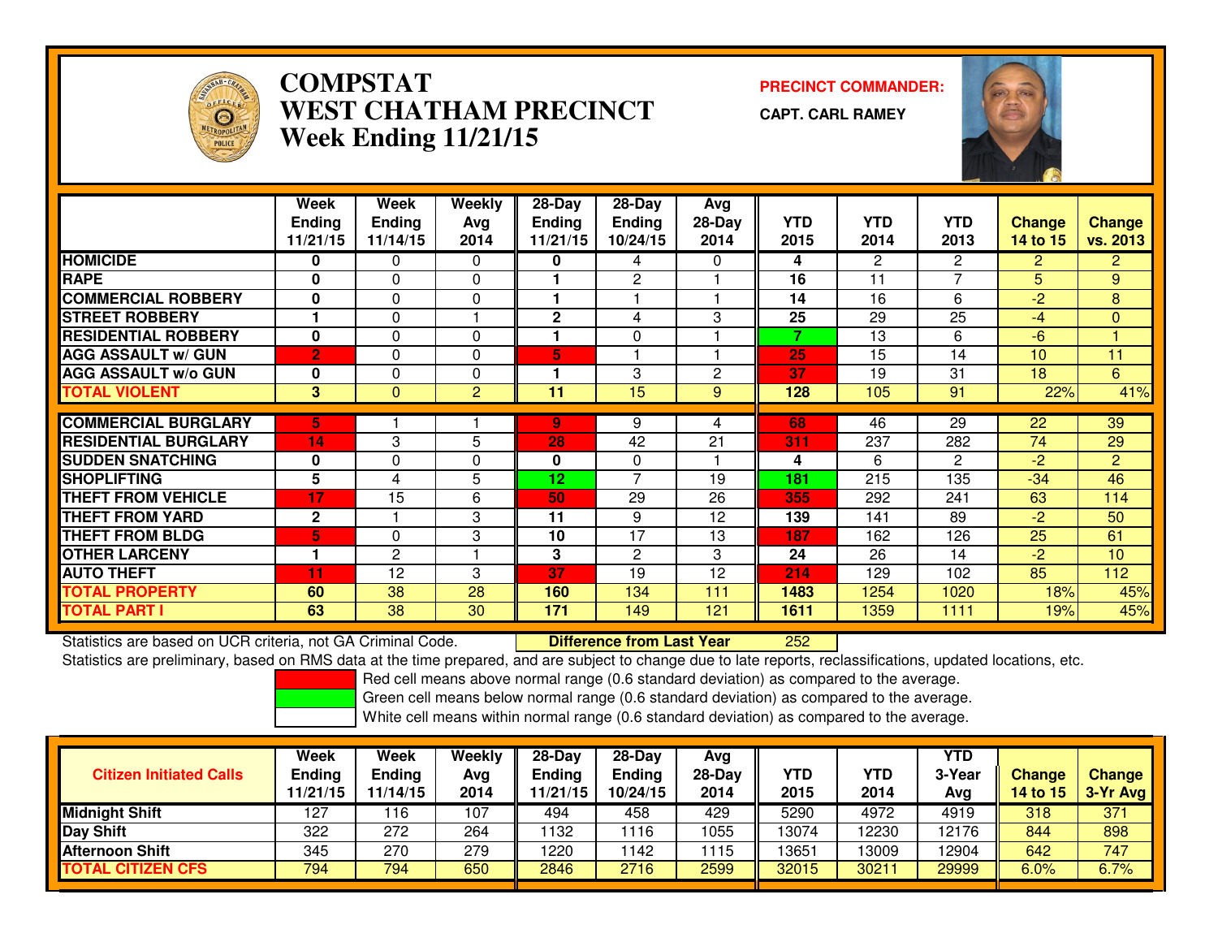# COMPSTAT
# WEST CHATHAM PRECINCT
# Week Ending 11/21/15

**PRECINCT COMMANDER:**

**CAPT. CARL RAMEY**

| | Week Ending 11/21/15 | Week Ending 11/14/15 | Weekly Avg 2014 | 28-Day Ending 11/21/15 | 28-Day Ending 10/24/15 | Avg 28-Day 2014 | YTD 2015 | YTD 2014 | YTD 2013 | Change 14 to 15 | Change vs. 2013 |
|---|---|---|---|---|---|---|---|---|---|---|---|
| HOMICIDE | 0 | 0 | 0 | 0 | 4 | 0 | 4 | 2 | 2 | 2 | 2 |
| RAPE | 0 | 0 | 0 | 1 | 2 | 1 | 16 | 11 | 7 | 5 | 9 |
| COMMERCIAL ROBBERY | 0 | 0 | 0 | 1 | 1 | 1 | 14 | 16 | 6 | -2 | 8 |
| STREET ROBBERY | 1 | 0 | 1 | 2 | 4 | 3 | 25 | 29 | 25 | -4 | 0 |
| RESIDENTIAL ROBBERY | 0 | 0 | 0 | 1 | 0 | 1 | 7 | 13 | 6 | -6 | 1 |
| AGG ASSAULT w/ GUN | 2 | 0 | 0 | 5 | 1 | 1 | 25 | 15 | 14 | 10 | 11 |
| AGG ASSAULT w/o GUN | 0 | 0 | 0 | 1 | 3 | 2 | 37 | 19 | 31 | 18 | 6 |
| TOTAL VIOLENT | 3 | 0 | 2 | 11 | 15 | 9 | 128 | 105 | 91 | 22% | 41% |
| COMMERCIAL BURGLARY | 5 | 1 | 1 | 9 | 9 | 4 | 68 | 46 | 29 | 22 | 39 |
| RESIDENTIAL BURGLARY | 14 | 3 | 5 | 28 | 42 | 21 | 311 | 237 | 282 | 74 | 29 |
| SUDDEN SNATCHING | 0 | 0 | 0 | 0 | 0 | 1 | 4 | 6 | 2 | -2 | 2 |
| SHOPLIFTING | 5 | 4 | 5 | 12 | 7 | 19 | 181 | 215 | 135 | -34 | 46 |
| THEFT FROM VEHICLE | 17 | 15 | 6 | 50 | 29 | 26 | 355 | 292 | 241 | 63 | 114 |
| THEFT FROM YARD | 2 | 1 | 3 | 11 | 9 | 12 | 139 | 141 | 89 | -2 | 50 |
| THEFT FROM BLDG | 5 | 0 | 3 | 10 | 17 | 13 | 187 | 162 | 126 | 25 | 61 |
| OTHER LARCENY | 1 | 2 | 1 | 3 | 2 | 3 | 24 | 26 | 14 | -2 | 10 |
| AUTO THEFT | 11 | 12 | 3 | 37 | 19 | 12 | 214 | 129 | 102 | 85 | 112 |
| TOTAL PROPERTY | 60 | 38 | 28 | 160 | 134 | 111 | 1483 | 1254 | 1020 | 18% | 45% |
| TOTAL PART I | 63 | 38 | 30 | 171 | 149 | 121 | 1611 | 1359 | 1111 | 19% | 45% |

Statistics are based on UCR criteria, not GA Criminal Code. **Difference from Last Year** 252

Statistics are preliminary, based on RMS data at the time prepared, and are subject to change due to late reports, reclassifications, updated locations, etc.

Red cell means above normal range (0.6 standard deviation) as compared to the average.

Green cell means below normal range (0.6 standard deviation) as compared to the average.

White cell means within normal range (0.6 standard deviation) as compared to the average.

| Citizen Initiated Calls | Week Ending 11/21/15 | Week Ending 11/14/15 | Weekly Avg 2014 | 28-Day Ending 11/21/15 | 28-Day Ending 10/24/15 | Avg 28-Day 2014 | YTD 2015 | YTD 2014 | YTD 3-Year Avg | Change 14 to 15 | Change 3-Yr Avg |
|---|---|---|---|---|---|---|---|---|---|---|---|
| Midnight Shift | 127 | 116 | 107 | 494 | 458 | 429 | 5290 | 4972 | 4919 | 318 | 371 |
| Day Shift | 322 | 272 | 264 | 1132 | 1116 | 1055 | 13074 | 12230 | 12176 | 844 | 898 |
| Afternoon Shift | 345 | 270 | 279 | 1220 | 1142 | 1115 | 13651 | 13009 | 12904 | 642 | 747 |
| TOTAL CITIZEN CFS | 794 | 794 | 650 | 2846 | 2716 | 2599 | 32015 | 30211 | 29999 | 6.0% | 6.7% |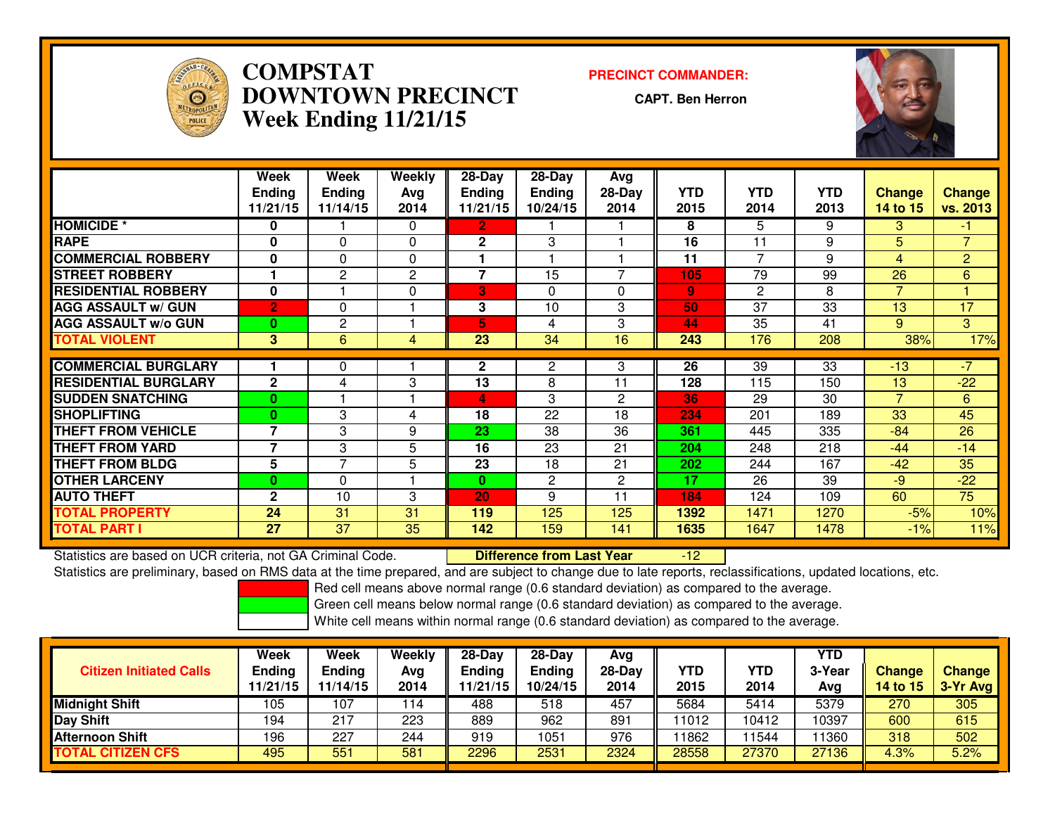# COMPSTAT
# DOWNTOWN PRECINCT
## Week Ending 11/21/15

**PRECINCT COMMANDER:**

**CAPT. Ben Herron**

| | Week Ending 11/21/15 | Week Ending 11/14/15 | Weekly Avg 2014 | 28-Day Ending 11/21/15 | 28-Day Ending 10/24/15 | Avg 28-Day 2014 | YTD 2015 | YTD 2014 | YTD 2013 | Change 14 to 15 | Change vs. 2013 |
|---|---|---|---|---|---|---|---|---|---|---|---|
| **HOMICIDE *** | 0 | 1 | 0 | 2 | 1 | 1 | 8 | 5 | 9 | 3 | -1 |
| **RAPE** | 0 | 0 | 0 | 2 | 3 | 1 | 16 | 11 | 9 | 5 | 7 |
| **COMMERCIAL ROBBERY** | 0 | 0 | 0 | 1 | 1 | 1 | 11 | 7 | 9 | 4 | 2 |
| **STREET ROBBERY** | 1 | 2 | 2 | 7 | 15 | 7 | 105 | 79 | 99 | 26 | 6 |
| **RESIDENTIAL ROBBERY** | 0 | 1 | 0 | 3 | 0 | 0 | 9 | 2 | 8 | 7 | 1 |
| **AGG ASSAULT w/ GUN** | 2 | 0 | 1 | 3 | 10 | 3 | 50 | 37 | 33 | 13 | 17 |
| **AGG ASSAULT w/o GUN** | 0 | 2 | 1 | 5 | 4 | 3 | 44 | 35 | 41 | 9 | 3 |
| **TOTAL VIOLENT** | 3 | 6 | 4 | 23 | 34 | 16 | 243 | 176 | 208 | 38% | 17% |
| **COMMERCIAL BURGLARY** | 1 | 0 | 1 | 2 | 2 | 3 | 26 | 39 | 33 | -13 | -7 |
| **RESIDENTIAL BURGLARY** | 2 | 4 | 3 | 13 | 8 | 11 | 128 | 115 | 150 | 13 | -22 |
| **SUDDEN SNATCHING** | 0 | 1 | 1 | 4 | 3 | 2 | 36 | 29 | 30 | 7 | 6 |
| **SHOPLIFTING** | 0 | 3 | 4 | 18 | 22 | 18 | 234 | 201 | 189 | 33 | 45 |
| **THEFT FROM VEHICLE** | 7 | 3 | 9 | 23 | 38 | 36 | 361 | 445 | 335 | -84 | 26 |
| **THEFT FROM YARD** | 7 | 3 | 5 | 16 | 23 | 21 | 204 | 248 | 218 | -44 | -14 |
| **THEFT FROM BLDG** | 5 | 7 | 5 | 23 | 18 | 21 | 202 | 244 | 167 | -42 | 35 |
| **OTHER LARCENY** | 0 | 0 | 1 | 0 | 2 | 2 | 17 | 26 | 39 | -9 | -22 |
| **AUTO THEFT** | 2 | 10 | 3 | 20 | 9 | 11 | 184 | 124 | 109 | 60 | 75 |
| **TOTAL PROPERTY** | 24 | 31 | 31 | 119 | 125 | 125 | 1392 | 1471 | 1270 | -5% | 10% |
| **TOTAL PART I** | 27 | 37 | 35 | 142 | 159 | 141 | 1635 | 1647 | 1478 | -1% | 11% |

Statistics are based on UCR criteria, not GA Criminal Code. **Difference from Last Year** -12

Statistics are preliminary, based on RMS data at the time prepared, and are subject to change due to late reports, reclassifications, updated locations, etc.

Red cell means above normal range (0.6 standard deviation) as compared to the average.

Green cell means below normal range (0.6 standard deviation) as compared to the average.

White cell means within normal range (0.6 standard deviation) as compared to the average.

| Citizen Initiated Calls | Week Ending 11/21/15 | Week Ending 11/14/15 | Weekly Avg 2014 | 28-Day Ending 11/21/15 | 28-Day Ending 10/24/15 | Avg 28-Day 2014 | YTD 2015 | YTD 2014 | YTD 3-Year Avg | Change 14 to 15 | Change 3-Yr Avg |
|---|---|---|---|---|---|---|---|---|---|---|---|
| **Midnight Shift** | 105 | 107 | 114 | 488 | 518 | 457 | 5684 | 5414 | 5379 | 270 | 305 |
| **Day Shift** | 194 | 217 | 223 | 889 | 962 | 891 | 11012 | 10412 | 10397 | 600 | 615 |
| **Afternoon Shift** | 196 | 227 | 244 | 919 | 1051 | 976 | 11862 | 11544 | 11360 | 318 | 502 |
| **TOTAL CITIZEN CFS** | 495 | 551 | 581 | 2296 | 2531 | 2324 | 28558 | 27370 | 27136 | 4.3% | 5.2% |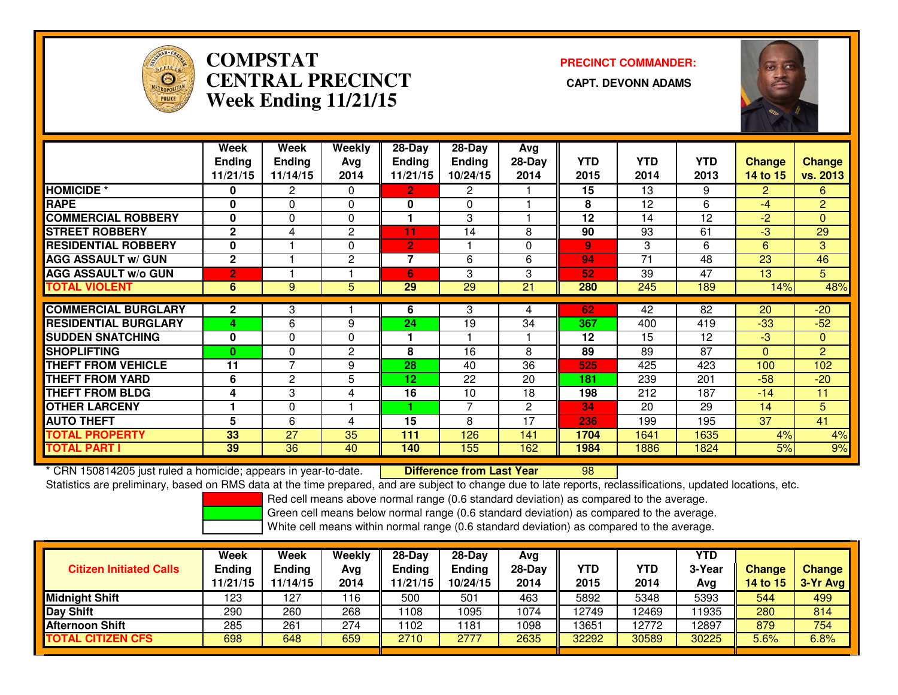# COMPSTAT
# CENTRAL PRECINCT
# Week Ending 11/21/15

**PRECINCT COMMANDER:**

**CAPT. DEVONN ADAMS**

| | Week Ending 11/21/15 | Week Ending 11/14/15 | Weekly Avg 2014 | 28-Day Ending 11/21/15 | 28-Day Ending 10/24/15 | Avg 28-Day 2014 | YTD 2015 | YTD 2014 | YTD 2013 | Change 14 to 15 | Change vs. 2013 |
|---|---|---|---|---|---|---|---|---|---|---|---|
| HOMICIDE * | 0 | 2 | 0 | 2 | 2 | 1 | 15 | 13 | 9 | 2 | 6 |
| RAPE | 0 | 0 | 0 | 0 | 0 | 1 | 8 | 12 | 6 | -4 | 2 |
| COMMERCIAL ROBBERY | 0 | 0 | 0 | 1 | 3 | 1 | 12 | 14 | 12 | -2 | 0 |
| STREET ROBBERY | 2 | 4 | 2 | 11 | 14 | 8 | 90 | 93 | 61 | -3 | 29 |
| RESIDENTIAL ROBBERY | 0 | 1 | 0 | 2 | 1 | 0 | 9 | 3 | 6 | 6 | 3 |
| AGG ASSAULT w/ GUN | 2 | 1 | 2 | 7 | 6 | 6 | 94 | 71 | 48 | 23 | 46 |
| AGG ASSAULT w/o GUN | 2 | 1 | 1 | 6 | 3 | 3 | 52 | 39 | 47 | 13 | 5 |
| TOTAL VIOLENT | 6 | 9 | 5 | 29 | 29 | 21 | 280 | 245 | 189 | 14% | 48% |
| COMMERCIAL BURGLARY | 2 | 3 | 1 | 6 | 3 | 4 | 62 | 42 | 82 | 20 | -20 |
| RESIDENTIAL BURGLARY | 4 | 6 | 9 | 24 | 19 | 34 | 367 | 400 | 419 | -33 | -52 |
| SUDDEN SNATCHING | 0 | 0 | 0 | 1 | 1 | 1 | 12 | 15 | 12 | -3 | 0 |
| SHOPLIFTING | 0 | 0 | 2 | 8 | 16 | 8 | 89 | 89 | 87 | 0 | 2 |
| THEFT FROM VEHICLE | 11 | 7 | 9 | 28 | 40 | 36 | 525 | 425 | 423 | 100 | 102 |
| THEFT FROM YARD | 6 | 2 | 5 | 12 | 22 | 20 | 181 | 239 | 201 | -58 | -20 |
| THEFT FROM BLDG | 4 | 3 | 4 | 16 | 10 | 18 | 198 | 212 | 187 | -14 | 11 |
| OTHER LARCENY | 1 | 0 | 1 | 1 | 7 | 2 | 34 | 20 | 29 | 14 | 5 |
| AUTO THEFT | 5 | 6 | 4 | 15 | 8 | 17 | 236 | 199 | 195 | 37 | 41 |
| TOTAL PROPERTY | 33 | 27 | 35 | 111 | 126 | 141 | 1704 | 1641 | 1635 | 4% | 4% |
| TOTAL PART I | 39 | 36 | 40 | 140 | 155 | 162 | 1984 | 1886 | 1824 | 5% | 9% |

\* CRN 150814205 just ruled a homicide; appears in year-to-date.

**Difference from Last Year** 98

Statistics are preliminary, based on RMS data at the time prepared, and are subject to change due to late reports, reclassifications, updated locations, etc.

Red cell means above normal range (0.6 standard deviation) as compared to the average.
Green cell means below normal range (0.6 standard deviation) as compared to the average.
White cell means within normal range (0.6 standard deviation) as compared to the average.

| Citizen Initiated Calls | Week Ending 11/21/15 | Week Ending 11/14/15 | Weekly Avg 2014 | 28-Day Ending 11/21/15 | 28-Day Ending 10/24/15 | Avg 28-Day 2014 | YTD 2015 | YTD 2014 | YTD 3-Year Avg | Change 14 to 15 | Change 3-Yr Avg |
|---|---|---|---|---|---|---|---|---|---|---|---|
| Midnight Shift | 123 | 127 | 116 | 500 | 501 | 463 | 5892 | 5348 | 5393 | 544 | 499 |
| Day Shift | 290 | 260 | 268 | 1108 | 1095 | 1074 | 12749 | 12469 | 11935 | 280 | 814 |
| Afternoon Shift | 285 | 261 | 274 | 1102 | 1181 | 1098 | 13651 | 12772 | 12897 | 879 | 754 |
| TOTAL CITIZEN CFS | 698 | 648 | 659 | 2710 | 2777 | 2635 | 32292 | 30589 | 30225 | 5.6% | 6.8% |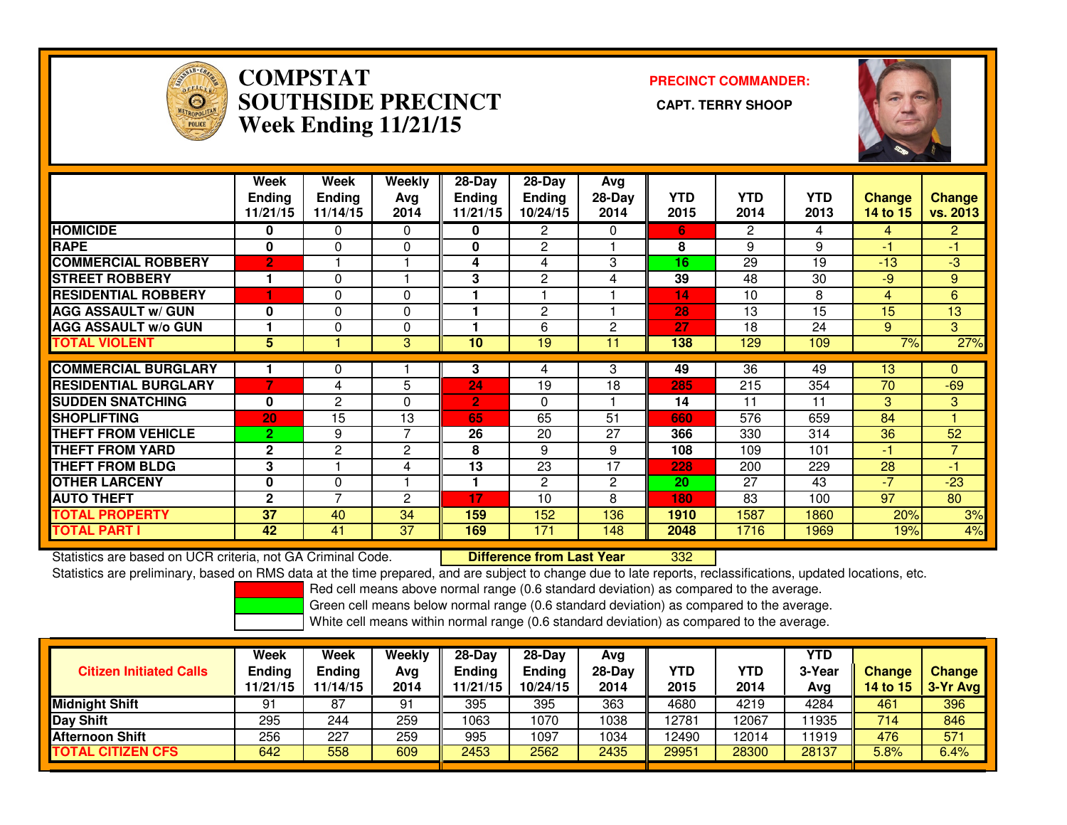# COMPSTAT SOUTHSIDE PRECINCT Week Ending 11/21/15

**PRECINCT COMMANDER:**

**CAPT. TERRY SHOOP**

| | Week Ending 11/21/15 | Week Ending 11/14/15 | Weekly Avg 2014 | 28-Day Ending 11/21/15 | 28-Day Ending 10/24/15 | Avg 28-Day 2014 | YTD 2015 | YTD 2014 | YTD 2013 | Change 14 to 15 | Change vs. 2013 |
|---|---|---|---|---|---|---|---|---|---|---|---|
| HOMICIDE | 0 | 0 | 0 | 0 | 2 | 0 | 6 | 2 | 4 | 4 | 2 |
| RAPE | 0 | 0 | 0 | 0 | 2 | 1 | 8 | 9 | 9 | -1 | -1 |
| COMMERCIAL ROBBERY | 2 | 1 | 1 | 4 | 4 | 3 | 16 | 29 | 19 | -13 | -3 |
| STREET ROBBERY | 1 | 0 | 1 | 3 | 2 | 4 | 39 | 48 | 30 | -9 | 9 |
| RESIDENTIAL ROBBERY | 1 | 0 | 0 | 1 | 1 | 1 | 14 | 10 | 8 | 4 | 6 |
| AGG ASSAULT w/ GUN | 0 | 0 | 0 | 1 | 2 | 1 | 28 | 13 | 15 | 15 | 13 |
| AGG ASSAULT w/o GUN | 1 | 0 | 0 | 1 | 6 | 2 | 27 | 18 | 24 | 9 | 3 |
| TOTAL VIOLENT | 5 | 1 | 3 | 10 | 19 | 11 | 138 | 129 | 109 | 7% | 27% |
| COMMERCIAL BURGLARY | 1 | 0 | 1 | 3 | 4 | 3 | 49 | 36 | 49 | 13 | 0 |
| RESIDENTIAL BURGLARY | 7 | 4 | 5 | 24 | 19 | 18 | 285 | 215 | 354 | 70 | -69 |
| SUDDEN SNATCHING | 0 | 2 | 0 | 2 | 0 | 1 | 14 | 11 | 11 | 3 | 3 |
| SHOPLIFTING | 20 | 15 | 13 | 65 | 65 | 51 | 660 | 576 | 659 | 84 | 1 |
| THEFT FROM VEHICLE | 2 | 9 | 7 | 26 | 20 | 27 | 366 | 330 | 314 | 36 | 52 |
| THEFT FROM YARD | 2 | 2 | 2 | 8 | 9 | 9 | 108 | 109 | 101 | -1 | 7 |
| THEFT FROM BLDG | 3 | 1 | 4 | 13 | 23 | 17 | 228 | 200 | 229 | 28 | -1 |
| OTHER LARCENY | 0 | 0 | 1 | 1 | 2 | 2 | 20 | 27 | 43 | -7 | -23 |
| AUTO THEFT | 2 | 7 | 2 | 17 | 10 | 8 | 180 | 83 | 100 | 97 | 80 |
| TOTAL PROPERTY | 37 | 40 | 34 | 159 | 152 | 136 | 1910 | 1587 | 1860 | 20% | 3% |
| TOTAL PART I | 42 | 41 | 37 | 169 | 171 | 148 | 2048 | 1716 | 1969 | 19% | 4% |

Statistics are based on UCR criteria, not GA Criminal Code. **Difference from Last Year** 332

Statistics are preliminary, based on RMS data at the time prepared, and are subject to change due to late reports, reclassifications, updated locations, etc.

Red cell means above normal range (0.6 standard deviation) as compared to the average.

Green cell means below normal range (0.6 standard deviation) as compared to the average.

White cell means within normal range (0.6 standard deviation) as compared to the average.

| Citizen Initiated Calls | Week Ending 11/21/15 | Week Ending 11/14/15 | Weekly Avg 2014 | 28-Day Ending 11/21/15 | 28-Day Ending 10/24/15 | Avg 28-Day 2014 | YTD 2015 | YTD 2014 | YTD 3-Year Avg | Change 14 to 15 | Change 3-Yr Avg |
|---|---|---|---|---|---|---|---|---|---|---|---|
| Midnight Shift | 91 | 87 | 91 | 395 | 395 | 363 | 4680 | 4219 | 4284 | 461 | 396 |
| Day Shift | 295 | 244 | 259 | 1063 | 1070 | 1038 | 12781 | 12067 | 11935 | 714 | 846 |
| Afternoon Shift | 256 | 227 | 259 | 995 | 1097 | 1034 | 12490 | 12014 | 11919 | 476 | 571 |
| TOTAL CITIZEN CFS | 642 | 558 | 609 | 2453 | 2562 | 2435 | 29951 | 28300 | 28137 | 5.8% | 6.4% |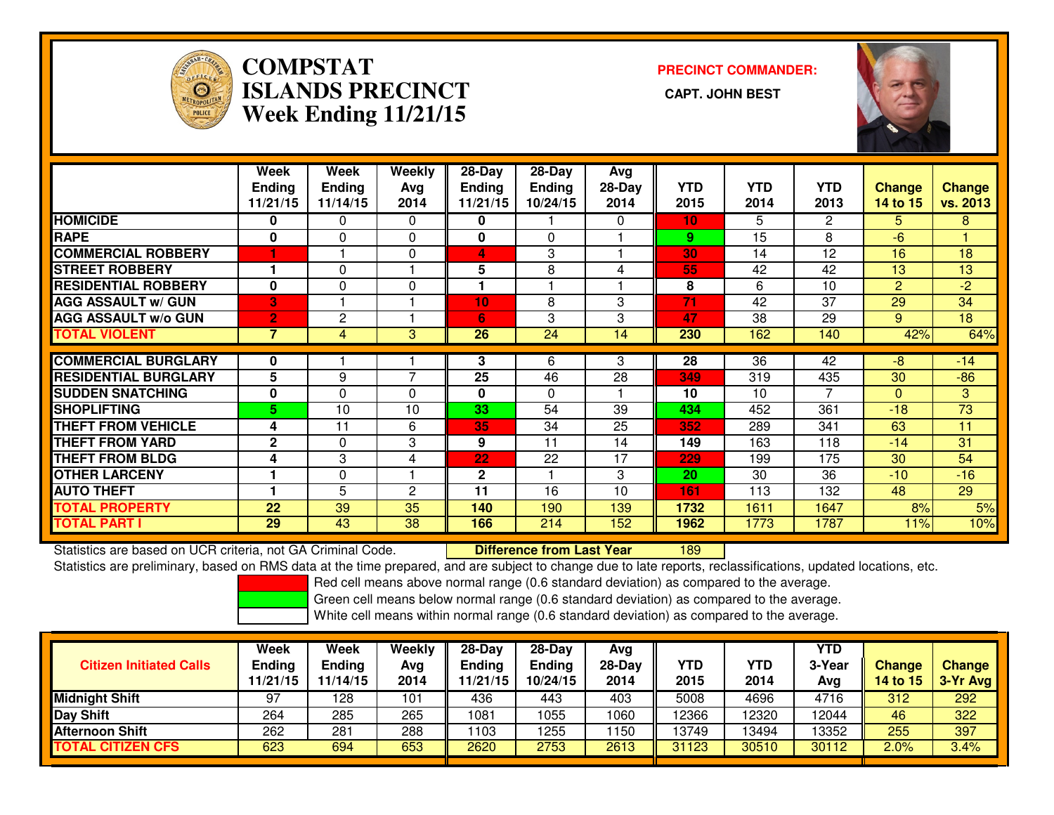# COMPSTAT
# ISLANDS PRECINCT
# Week Ending 11/21/15

**PRECINCT COMMANDER:**

**CAPT. JOHN BEST**

| | Week Ending 11/21/15 | Week Ending 11/14/15 | Weekly Avg 2014 | 28-Day Ending 11/21/15 | 28-Day Ending 10/24/15 | Avg 28-Day 2014 | YTD 2015 | YTD 2014 | YTD 2013 | Change 14 to 15 | Change vs. 2013 |
|---|---|---|---|---|---|---|---|---|---|---|---|
| HOMICIDE | 0 | 0 | 0 | 0 | 1 | 0 | 10 | 5 | 2 | 5 | 8 |
| RAPE | 0 | 0 | 0 | 0 | 0 | 1 | 9 | 15 | 8 | -6 | 1 |
| COMMERCIAL ROBBERY | 1 | 1 | 0 | 4 | 3 | 1 | 30 | 14 | 12 | 16 | 18 |
| STREET ROBBERY | 1 | 0 | 1 | 5 | 8 | 4 | 55 | 42 | 42 | 13 | 13 |
| RESIDENTIAL ROBBERY | 0 | 0 | 0 | 1 | 1 | 1 | 8 | 6 | 10 | 2 | -2 |
| AGG ASSAULT w/ GUN | 3 | 1 | 1 | 10 | 8 | 3 | 71 | 42 | 37 | 29 | 34 |
| AGG ASSAULT w/o GUN | 2 | 2 | 1 | 6 | 3 | 3 | 47 | 38 | 29 | 9 | 18 |
| TOTAL VIOLENT | 7 | 4 | 3 | 26 | 24 | 14 | 230 | 162 | 140 | 42% | 64% |
| COMMERCIAL BURGLARY | 0 | 1 | 1 | 3 | 6 | 3 | 28 | 36 | 42 | -8 | -14 |
| RESIDENTIAL BURGLARY | 5 | 9 | 7 | 25 | 46 | 28 | 349 | 319 | 435 | 30 | -86 |
| SUDDEN SNATCHING | 0 | 0 | 0 | 0 | 0 | 1 | 10 | 10 | 7 | 0 | 3 |
| SHOPLIFTING | 5 | 10 | 10 | 33 | 54 | 39 | 434 | 452 | 361 | -18 | 73 |
| THEFT FROM VEHICLE | 4 | 11 | 6 | 35 | 34 | 25 | 352 | 289 | 341 | 63 | 11 |
| THEFT FROM YARD | 2 | 0 | 3 | 9 | 11 | 14 | 149 | 163 | 118 | -14 | 31 |
| THEFT FROM BLDG | 4 | 3 | 4 | 22 | 22 | 17 | 229 | 199 | 175 | 30 | 54 |
| OTHER LARCENY | 1 | 0 | 1 | 2 | 1 | 3 | 20 | 30 | 36 | -10 | -16 |
| AUTO THEFT | 1 | 5 | 2 | 11 | 16 | 10 | 161 | 113 | 132 | 48 | 29 |
| TOTAL PROPERTY | 22 | 39 | 35 | 140 | 190 | 139 | 1732 | 1611 | 1647 | 8% | 5% |
| TOTAL PART I | 29 | 43 | 38 | 166 | 214 | 152 | 1962 | 1773 | 1787 | 11% | 10% |

Statistics are based on UCR criteria, not GA Criminal Code.

**Difference from Last Year** 189

Statistics are preliminary, based on RMS data at the time prepared, and are subject to change due to late reports, reclassifications, updated locations, etc.

Red cell means above normal range (0.6 standard deviation) as compared to the average.
Green cell means below normal range (0.6 standard deviation) as compared to the average.
White cell means within normal range (0.6 standard deviation) as compared to the average.

| Citizen Initiated Calls | Week Ending 11/21/15 | Week Ending 11/14/15 | Weekly Avg 2014 | 28-Day Ending 11/21/15 | 28-Day Ending 10/24/15 | Avg 28-Day 2014 | YTD 2015 | YTD 2014 | YTD 3-Year Avg | Change 14 to 15 | Change 3-Yr Avg |
|---|---|---|---|---|---|---|---|---|---|---|---|
| Midnight Shift | 97 | 128 | 101 | 436 | 443 | 403 | 5008 | 4696 | 4716 | 312 | 292 |
| Day Shift | 264 | 285 | 265 | 1081 | 1055 | 1060 | 12366 | 12320 | 12044 | 46 | 322 |
| Afternoon Shift | 262 | 281 | 288 | 1103 | 1255 | 1150 | 13749 | 13494 | 13352 | 255 | 397 |
| TOTAL CITIZEN CFS | 623 | 694 | 653 | 2620 | 2753 | 2613 | 31123 | 30510 | 30112 | 2.0% | 3.4% |